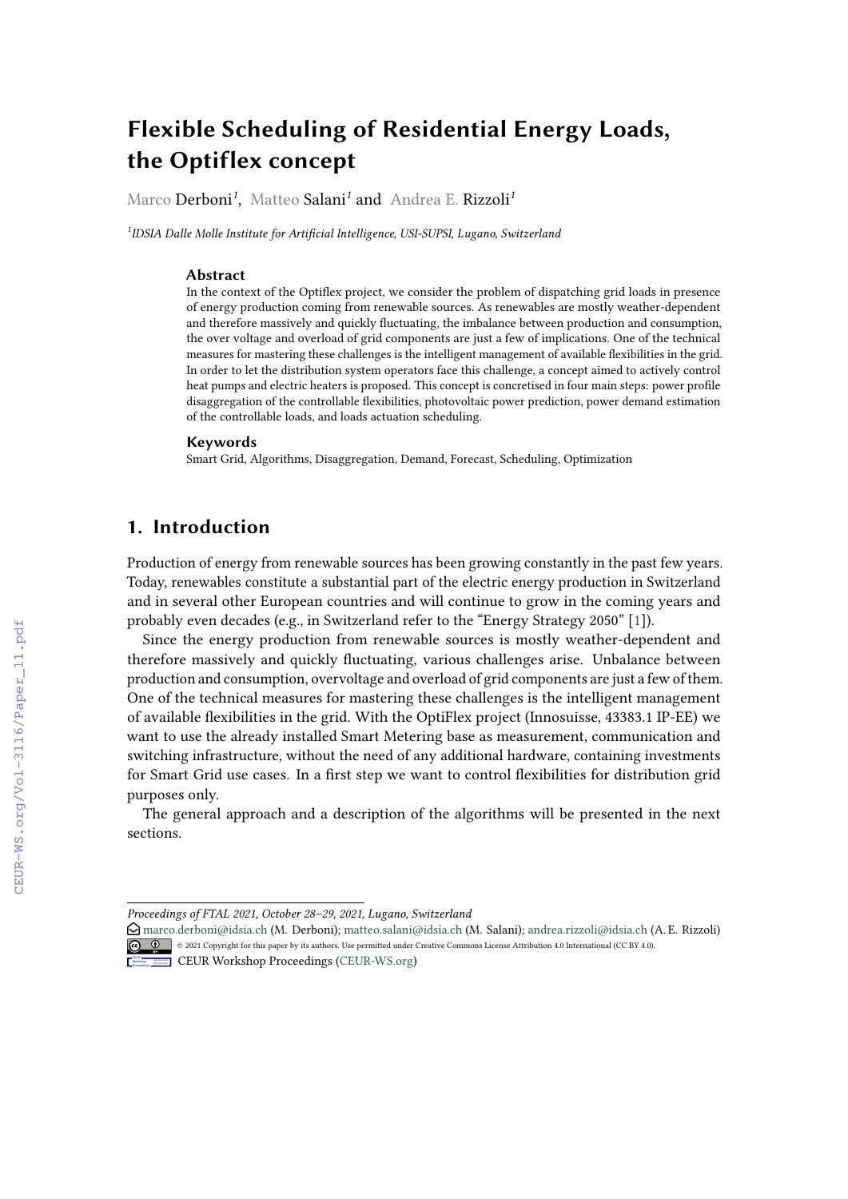# Flexible Scheduling of Residential Energy Loads, the Optiflex concept

Marco Derboni[1], Matteo Salani[1] and Andrea E. Rizzoli[1]

[1]IDSIA Dalle Molle Institute for Artificial Intelligence, USI-SUPSI, Lugano, Switzerland

### Abstract

In the context of the Optiflex project, we consider the problem of dispatching grid loads in presence of energy production coming from renewable sources. As renewables are mostly weather-dependent and therefore massively and quickly fluctuating, the imbalance between production and consumption, the over voltage and overload of grid components are just a few of implications. One of the technical measures for mastering these challenges is the intelligent management of available flexibilities in the grid. In order to let the distribution system operators face this challenge, a concept aimed to actively control heat pumps and electric heaters is proposed. This concept is concretised in four main steps: power profile disaggregation of the controllable flexibilities, photovoltaic power prediction, power demand estimation of the controllable loads, and loads actuation scheduling.

### Keywords

Smart Grid, Algorithms, Disaggregation, Demand, Forecast, Scheduling, Optimization

## 1. Introduction

Production of energy from renewable sources has been growing constantly in the past few years. Today, renewables constitute a substantial part of the electric energy production in Switzerland and in several other European countries and will continue to grow in the coming years and probably even decades (e.g., in Switzerland refer to the "Energy Strategy 2050" [1]).

Since the energy production from renewable sources is mostly weather-dependent and therefore massively and quickly fluctuating, various challenges arise. Unbalance between production and consumption, overvoltage and overload of grid components are just a few of them. One of the technical measures for mastering these challenges is the intelligent management of available flexibilities in the grid. With the OptiFlex project (Innosuisse, 43383.1 IP-EE) we want to use the already installed Smart Metering base as measurement, communication and switching infrastructure, without the need of any additional hardware, containing investments for Smart Grid use cases. In a first step we want to control flexibilities for distribution grid purposes only.

The general approach and a description of the algorithms will be presented in the next sections.

---

*Proceedings of FTAL 2021, October 28–29, 2021, Lugano, Switzerland*

marco.derboni@idsia.ch (M. Derboni); matteo.salani@idsia.ch (M. Salani); andrea.rizzoli@idsia.ch (A. E. Rizzoli)

© 2021 Copyright for this paper by its authors. Use permitted under Creative Commons License Attribution 4.0 International (CC BY 4.0).

CEUR Workshop Proceedings (CEUR-WS.org)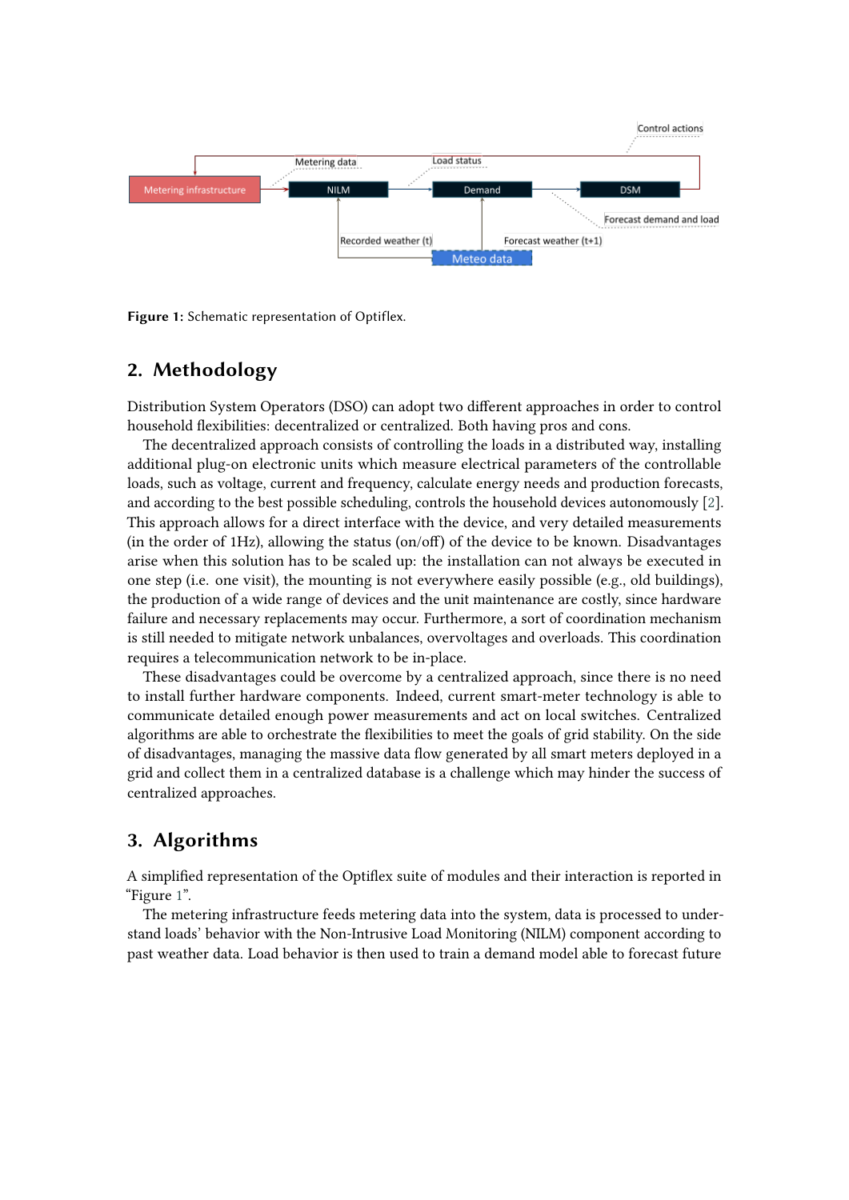Figure 1: Schematic representation of Optiflex.

## 2. Methodology

Distribution System Operators (DSO) can adopt two different approaches in order to control household flexibilities: decentralized or centralized. Both having pros and cons.

The decentralized approach consists of controlling the loads in a distributed way, installing additional plug-on electronic units which measure electrical parameters of the controllable loads, such as voltage, current and frequency, calculate energy needs and production forecasts, and according to the best possible scheduling, controls the household devices autonomously [2]. This approach allows for a direct interface with the device, and very detailed measurements (in the order of 1Hz), allowing the status (on/off) of the device to be known. Disadvantages arise when this solution has to be scaled up: the installation can not always be executed in one step (i.e. one visit), the mounting is not everywhere easily possible (e.g., old buildings), the production of a wide range of devices and the unit maintenance are costly, since hardware failure and necessary replacements may occur. Furthermore, a sort of coordination mechanism is still needed to mitigate network unbalances, overvoltages and overloads. This coordination requires a telecommunication network to be in-place.

These disadvantages could be overcome by a centralized approach, since there is no need to install further hardware components. Indeed, current smart-meter technology is able to communicate detailed enough power measurements and act on local switches. Centralized algorithms are able to orchestrate the flexibilities to meet the goals of grid stability. On the side of disadvantages, managing the massive data flow generated by all smart meters deployed in a grid and collect them in a centralized database is a challenge which may hinder the success of centralized approaches.

## 3. Algorithms

A simplified representation of the Optiflex suite of modules and their interaction is reported in "Figure 1".

The metering infrastructure feeds metering data into the system, data is processed to understand loads' behavior with the Non-Intrusive Load Monitoring (NILM) component according to past weather data. Load behavior is then used to train a demand model able to forecast future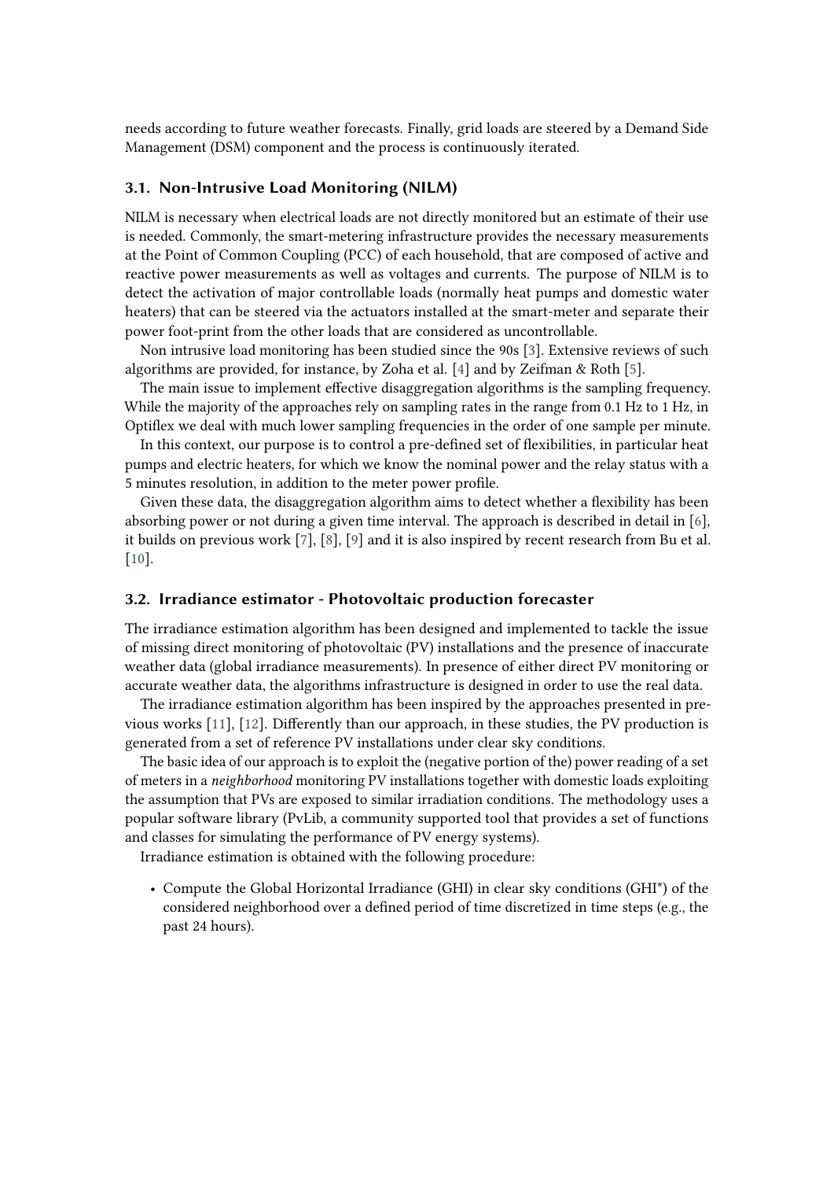needs according to future weather forecasts. Finally, grid loads are steered by a Demand Side Management (DSM) component and the process is continuously iterated.

### 3.1. Non-Intrusive Load Monitoring (NILM)

NILM is necessary when electrical loads are not directly monitored but an estimate of their use is needed. Commonly, the smart-metering infrastructure provides the necessary measurements at the Point of Common Coupling (PCC) of each household, that are composed of active and reactive power measurements as well as voltages and currents. The purpose of NILM is to detect the activation of major controllable loads (normally heat pumps and domestic water heaters) that can be steered via the actuators installed at the smart-meter and separate their power foot-print from the other loads that are considered as uncontrollable.

Non intrusive load monitoring has been studied since the 90s [3]. Extensive reviews of such algorithms are provided, for instance, by Zoha et al. [4] and by Zeifman & Roth [5].

The main issue to implement effective disaggregation algorithms is the sampling frequency. While the majority of the approaches rely on sampling rates in the range from 0.1 Hz to 1 Hz, in Optiflex we deal with much lower sampling frequencies in the order of one sample per minute.

In this context, our purpose is to control a pre-defined set of flexibilities, in particular heat pumps and electric heaters, for which we know the nominal power and the relay status with a 5 minutes resolution, in addition to the meter power profile.

Given these data, the disaggregation algorithm aims to detect whether a flexibility has been absorbing power or not during a given time interval. The approach is described in detail in [6], it builds on previous work [7], [8], [9] and it is also inspired by recent research from Bu et al. [10].

### 3.2. Irradiance estimator - Photovoltaic production forecaster

The irradiance estimation algorithm has been designed and implemented to tackle the issue of missing direct monitoring of photovoltaic (PV) installations and the presence of inaccurate weather data (global irradiance measurements). In presence of either direct PV monitoring or accurate weather data, the algorithms infrastructure is designed in order to use the real data.

The irradiance estimation algorithm has been inspired by the approaches presented in previous works [11], [12]. Differently than our approach, in these studies, the PV production is generated from a set of reference PV installations under clear sky conditions.

The basic idea of our approach is to exploit the (negative portion of the) power reading of a set of meters in a *neighborhood* monitoring PV installations together with domestic loads exploiting the assumption that PVs are exposed to similar irradiation conditions. The methodology uses a popular software library (PvLib, a community supported tool that provides a set of functions and classes for simulating the performance of PV energy systems).

Irradiance estimation is obtained with the following procedure:

- Compute the Global Horizontal Irradiance (GHI) in clear sky conditions (GHI*) of the considered neighborhood over a defined period of time discretized in time steps (e.g., the past 24 hours).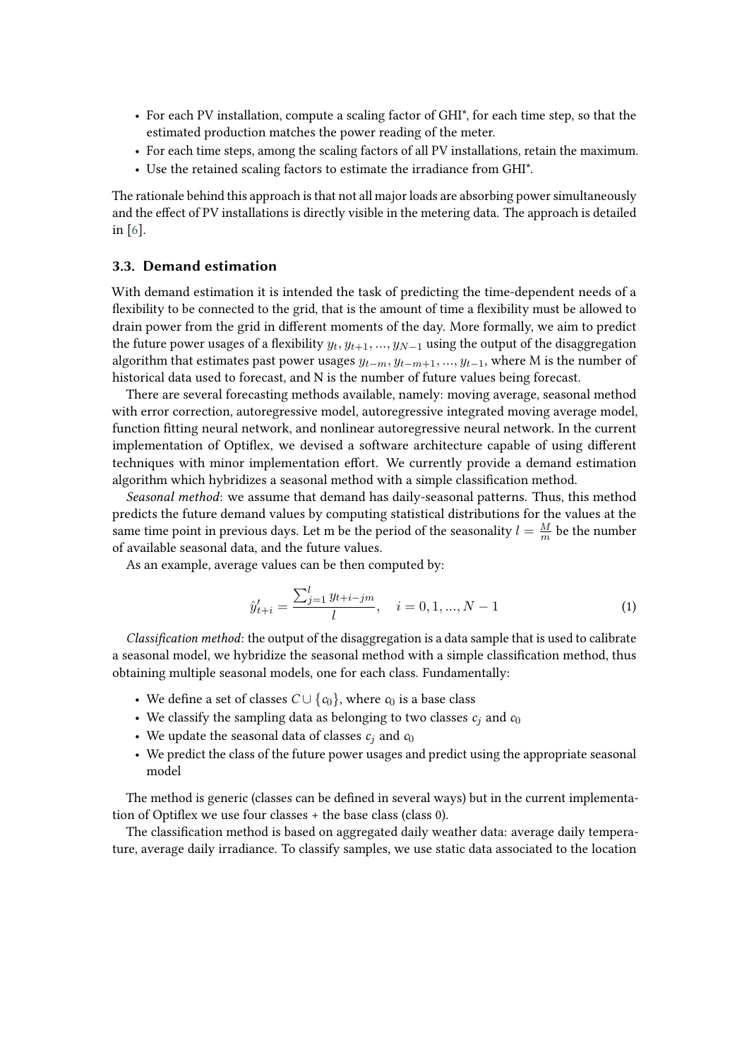- For each PV installation, compute a scaling factor of GHI*, for each time step, so that the estimated production matches the power reading of the meter.
- For each time steps, among the scaling factors of all PV installations, retain the maximum.
- Use the retained scaling factors to estimate the irradiance from GHI*.

The rationale behind this approach is that not all major loads are absorbing power simultaneously and the effect of PV installations is directly visible in the metering data. The approach is detailed in [6].

### 3.3. Demand estimation

With demand estimation it is intended the task of predicting the time-dependent needs of a flexibility to be connected to the grid, that is the amount of time a flexibility must be allowed to drain power from the grid in different moments of the day. More formally, we aim to predict the future power usages of a flexibility $y_t, y_{t+1}, ..., y_{N-1}$ using the output of the disaggregation algorithm that estimates past power usages $y_{t-m}, y_{t-m+1}, ..., y_{t-1}$, where M is the number of historical data used to forecast, and N is the number of future values being forecast.

There are several forecasting methods available, namely: moving average, seasonal method with error correction, autoregressive model, autoregressive integrated moving average model, function fitting neural network, and nonlinear autoregressive neural network. In the current implementation of Optiflex, we devised a software architecture capable of using different techniques with minor implementation effort. We currently provide a demand estimation algorithm which hybridizes a seasonal method with a simple classification method.

*Seasonal method*: we assume that demand has daily-seasonal patterns. Thus, this method predicts the future demand values by computing statistical distributions for the values at the same time point in previous days. Let m be the period of the seasonality $l = \frac{M}{m}$ be the number of available seasonal data, and the future values.

As an example, average values can be then computed by:

$$\hat{y}'_{t+i} = \frac{\sum_{j=1}^{l} y_{t+i-jm}}{l}, \quad i = 0, 1, ..., N-1 \tag{1}$$

*Classification method*: the output of the disaggregation is a data sample that is used to calibrate a seasonal model, we hybridize the seasonal method with a simple classification method, thus obtaining multiple seasonal models, one for each class. Fundamentally:

- We define a set of classes $C \cup \{c_0\}$, where $c_0$ is a base class
- We classify the sampling data as belonging to two classes $c_j$ and $c_0$
- We update the seasonal data of classes $c_j$ and $c_0$
- We predict the class of the future power usages and predict using the appropriate seasonal model

The method is generic (classes can be defined in several ways) but in the current implementation of Optiflex we use four classes + the base class (class 0).

The classification method is based on aggregated daily weather data: average daily temperature, average daily irradiance. To classify samples, we use static data associated to the location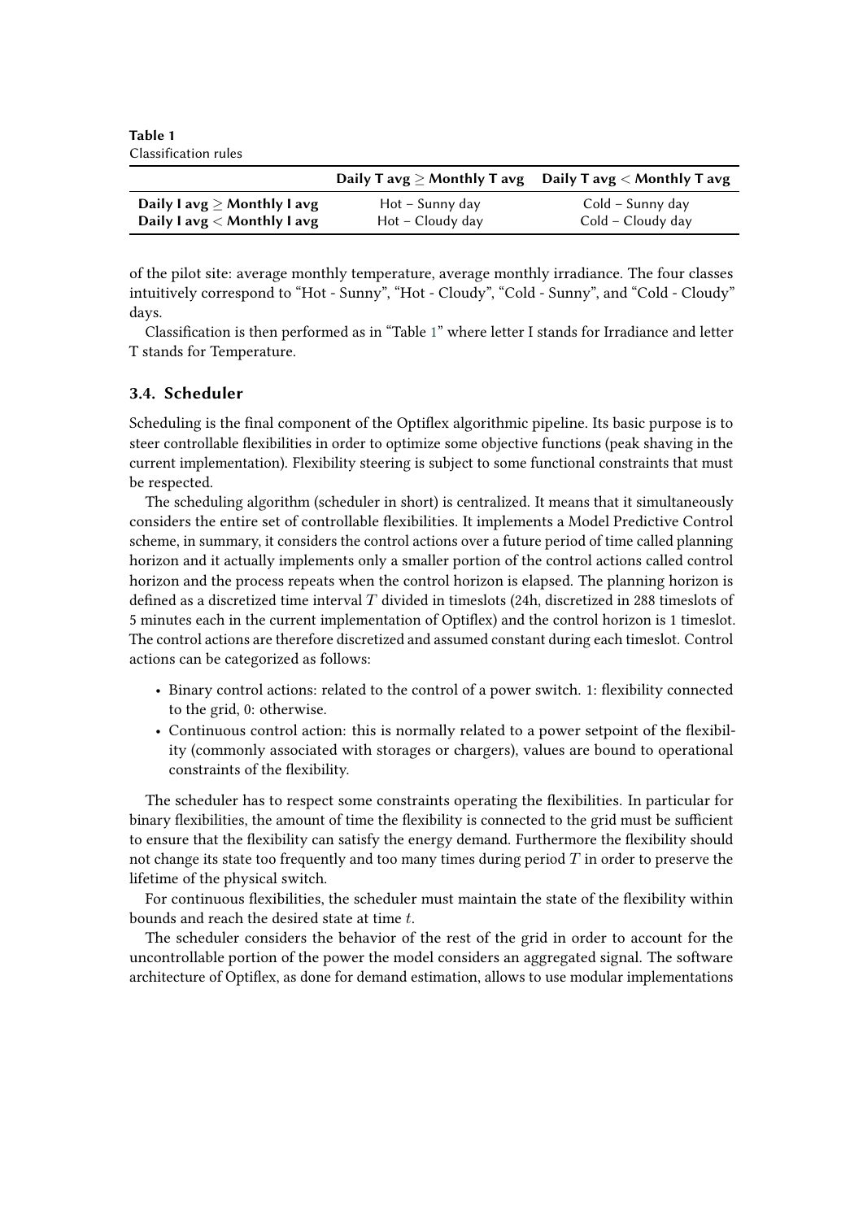**Table 1**
Classification rules

| | Daily T avg $\geq$ Monthly T avg | Daily T avg $<$ Monthly T avg |
|---|---|---|
| **Daily I avg $\geq$ Monthly I avg** | Hot – Sunny day | Cold – Sunny day |
| **Daily I avg $<$ Monthly I avg** | Hot – Cloudy day | Cold – Cloudy day |

of the pilot site: average monthly temperature, average monthly irradiance. The four classes intuitively correspond to "Hot - Sunny", "Hot - Cloudy", "Cold - Sunny", and "Cold - Cloudy" days.

Classification is then performed as in "Table 1" where letter I stands for Irradiance and letter T stands for Temperature.

### 3.4. Scheduler

Scheduling is the final component of the Optiflex algorithmic pipeline. Its basic purpose is to steer controllable flexibilities in order to optimize some objective functions (peak shaving in the current implementation). Flexibility steering is subject to some functional constraints that must be respected.

The scheduling algorithm (scheduler in short) is centralized. It means that it simultaneously considers the entire set of controllable flexibilities. It implements a Model Predictive Control scheme, in summary, it considers the control actions over a future period of time called planning horizon and it actually implements only a smaller portion of the control actions called control horizon and the process repeats when the control horizon is elapsed. The planning horizon is defined as a discretized time interval $T$ divided in timeslots (24h, discretized in 288 timeslots of 5 minutes each in the current implementation of Optiflex) and the control horizon is 1 timeslot. The control actions are therefore discretized and assumed constant during each timeslot. Control actions can be categorized as follows:

- Binary control actions: related to the control of a power switch. 1: flexibility connected to the grid, 0: otherwise.
- Continuous control action: this is normally related to a power setpoint of the flexibility (commonly associated with storages or chargers), values are bound to operational constraints of the flexibility.

The scheduler has to respect some constraints operating the flexibilities. In particular for binary flexibilities, the amount of time the flexibility is connected to the grid must be sufficient to ensure that the flexibility can satisfy the energy demand. Furthermore the flexibility should not change its state too frequently and too many times during period $T$ in order to preserve the lifetime of the physical switch.

For continuous flexibilities, the scheduler must maintain the state of the flexibility within bounds and reach the desired state at time $t$.

The scheduler considers the behavior of the rest of the grid in order to account for the uncontrollable portion of the power the model considers an aggregated signal. The software architecture of Optiflex, as done for demand estimation, allows to use modular implementations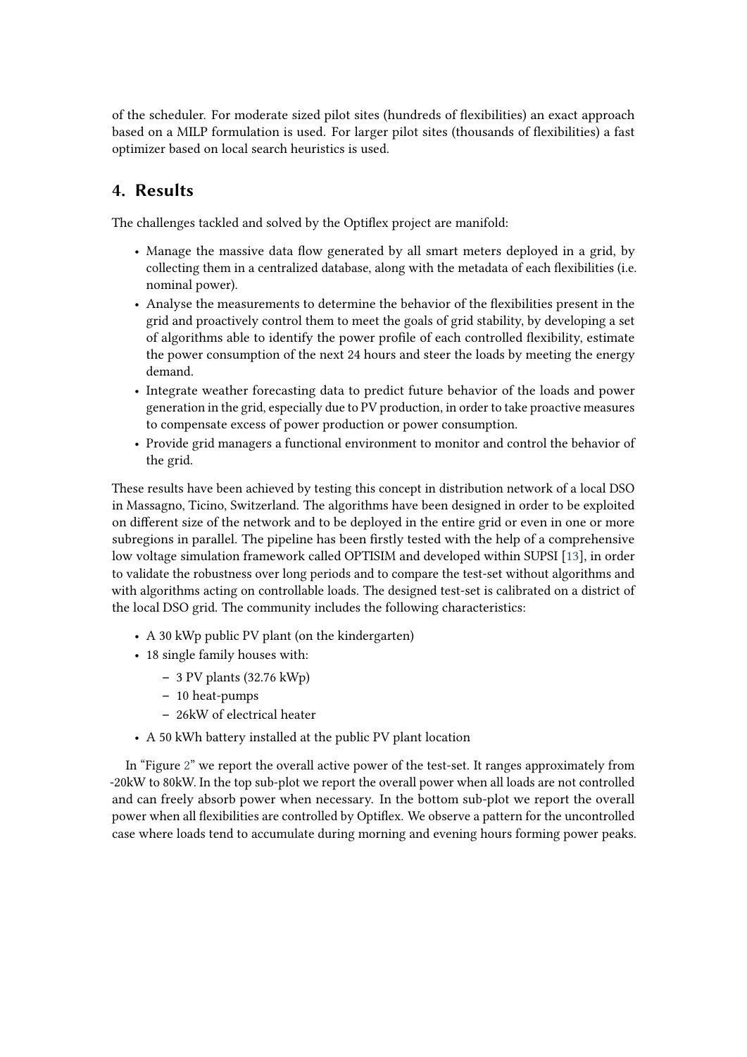of the scheduler. For moderate sized pilot sites (hundreds of flexibilities) an exact approach based on a MILP formulation is used. For larger pilot sites (thousands of flexibilities) a fast optimizer based on local search heuristics is used.

## 4. Results

The challenges tackled and solved by the Optiflex project are manifold:

- Manage the massive data flow generated by all smart meters deployed in a grid, by collecting them in a centralized database, along with the metadata of each flexibilities (i.e. nominal power).
- Analyse the measurements to determine the behavior of the flexibilities present in the grid and proactively control them to meet the goals of grid stability, by developing a set of algorithms able to identify the power profile of each controlled flexibility, estimate the power consumption of the next 24 hours and steer the loads by meeting the energy demand.
- Integrate weather forecasting data to predict future behavior of the loads and power generation in the grid, especially due to PV production, in order to take proactive measures to compensate excess of power production or power consumption.
- Provide grid managers a functional environment to monitor and control the behavior of the grid.

These results have been achieved by testing this concept in distribution network of a local DSO in Massagno, Ticino, Switzerland. The algorithms have been designed in order to be exploited on different size of the network and to be deployed in the entire grid or even in one or more subregions in parallel. The pipeline has been firstly tested with the help of a comprehensive low voltage simulation framework called OPTISIM and developed within SUPSI [13], in order to validate the robustness over long periods and to compare the test-set without algorithms and with algorithms acting on controllable loads. The designed test-set is calibrated on a district of the local DSO grid. The community includes the following characteristics:

- A 30 kWp public PV plant (on the kindergarten)
- 18 single family houses with:
  - 3 PV plants (32.76 kWp)
  - 10 heat-pumps
  - 26kW of electrical heater
- A 50 kWh battery installed at the public PV plant location

In "Figure 2" we report the overall active power of the test-set. It ranges approximately from -20kW to 80kW. In the top sub-plot we report the overall power when all loads are not controlled and can freely absorb power when necessary. In the bottom sub-plot we report the overall power when all flexibilities are controlled by Optiflex. We observe a pattern for the uncontrolled case where loads tend to accumulate during morning and evening hours forming power peaks.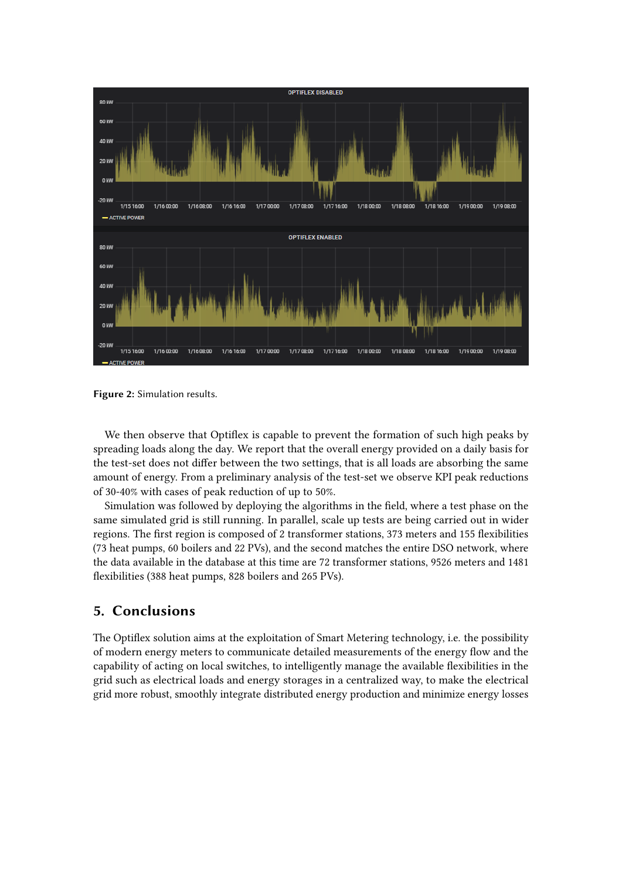Figure 2: Simulation results.

We then observe that Optiflex is capable to prevent the formation of such high peaks by spreading loads along the day. We report that the overall energy provided on a daily basis for the test-set does not differ between the two settings, that is all loads are absorbing the same amount of energy. From a preliminary analysis of the test-set we observe KPI peak reductions of 30-40% with cases of peak reduction of up to 50%.

Simulation was followed by deploying the algorithms in the field, where a test phase on the same simulated grid is still running. In parallel, scale up tests are being carried out in wider regions. The first region is composed of 2 transformer stations, 373 meters and 155 flexibilities (73 heat pumps, 60 boilers and 22 PVs), and the second matches the entire DSO network, where the data available in the database at this time are 72 transformer stations, 9526 meters and 1481 flexibilities (388 heat pumps, 828 boilers and 265 PVs).

## 5. Conclusions

The Optiflex solution aims at the exploitation of Smart Metering technology, i.e. the possibility of modern energy meters to communicate detailed measurements of the energy flow and the capability of acting on local switches, to intelligently manage the available flexibilities in the grid such as electrical loads and energy storages in a centralized way, to make the electrical grid more robust, smoothly integrate distributed energy production and minimize energy losses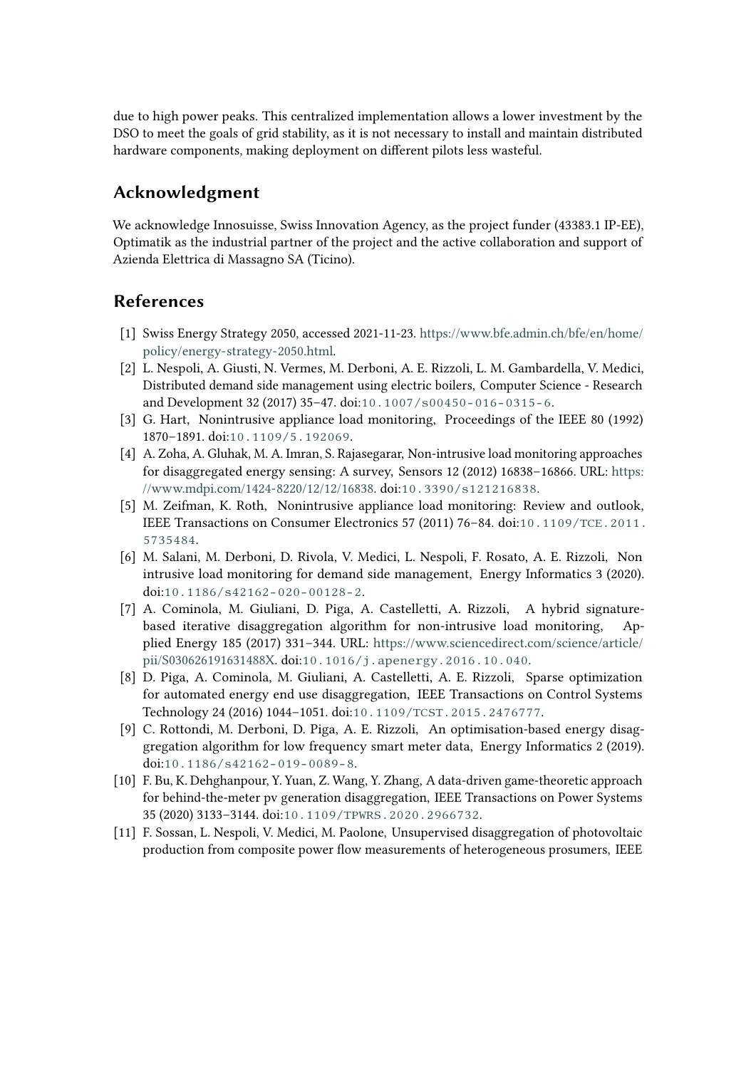due to high power peaks. This centralized implementation allows a lower investment by the DSO to meet the goals of grid stability, as it is not necessary to install and maintain distributed hardware components, making deployment on different pilots less wasteful.

## Acknowledgment

We acknowledge Innosuisse, Swiss Innovation Agency, as the project funder (43383.1 IP-EE), Optimatik as the industrial partner of the project and the active collaboration and support of Azienda Elettrica di Massagno SA (Ticino).

## References

[1] Swiss Energy Strategy 2050, accessed 2021-11-23. https://www.bfe.admin.ch/bfe/en/home/policy/energy-strategy-2050.html.

[2] L. Nespoli, A. Giusti, N. Vermes, M. Derboni, A. E. Rizzoli, L. M. Gambardella, V. Medici, Distributed demand side management using electric boilers, Computer Science - Research and Development 32 (2017) 35–47. doi:10.1007/s00450-016-0315-6.

[3] G. Hart, Nonintrusive appliance load monitoring, Proceedings of the IEEE 80 (1992) 1870–1891. doi:10.1109/5.192069.

[4] A. Zoha, A. Gluhak, M. A. Imran, S. Rajasegarar, Non-intrusive load monitoring approaches for disaggregated energy sensing: A survey, Sensors 12 (2012) 16838–16866. URL: https://www.mdpi.com/1424-8220/12/12/16838. doi:10.3390/s121216838.

[5] M. Zeifman, K. Roth, Nonintrusive appliance load monitoring: Review and outlook, IEEE Transactions on Consumer Electronics 57 (2011) 76–84. doi:10.1109/TCE.2011.5735484.

[6] M. Salani, M. Derboni, D. Rivola, V. Medici, L. Nespoli, F. Rosato, A. E. Rizzoli, Non intrusive load monitoring for demand side management, Energy Informatics 3 (2020). doi:10.1186/s42162-020-00128-2.

[7] A. Cominola, M. Giuliani, D. Piga, A. Castelletti, A. Rizzoli, A hybrid signature-based iterative disaggregation algorithm for non-intrusive load monitoring, Applied Energy 185 (2017) 331–344. URL: https://www.sciencedirect.com/science/article/pii/S030626191631488X. doi:10.1016/j.apenergy.2016.10.040.

[8] D. Piga, A. Cominola, M. Giuliani, A. Castelletti, A. E. Rizzoli, Sparse optimization for automated energy end use disaggregation, IEEE Transactions on Control Systems Technology 24 (2016) 1044–1051. doi:10.1109/TCST.2015.2476777.

[9] C. Rottondi, M. Derboni, D. Piga, A. E. Rizzoli, An optimisation-based energy disaggregation algorithm for low frequency smart meter data, Energy Informatics 2 (2019). doi:10.1186/s42162-019-0089-8.

[10] F. Bu, K. Dehghanpour, Y. Yuan, Z. Wang, Y. Zhang, A data-driven game-theoretic approach for behind-the-meter pv generation disaggregation, IEEE Transactions on Power Systems 35 (2020) 3133–3144. doi:10.1109/TPWRS.2020.2966732.

[11] F. Sossan, L. Nespoli, V. Medici, M. Paolone, Unsupervised disaggregation of photovoltaic production from composite power flow measurements of heterogeneous prosumers, IEEE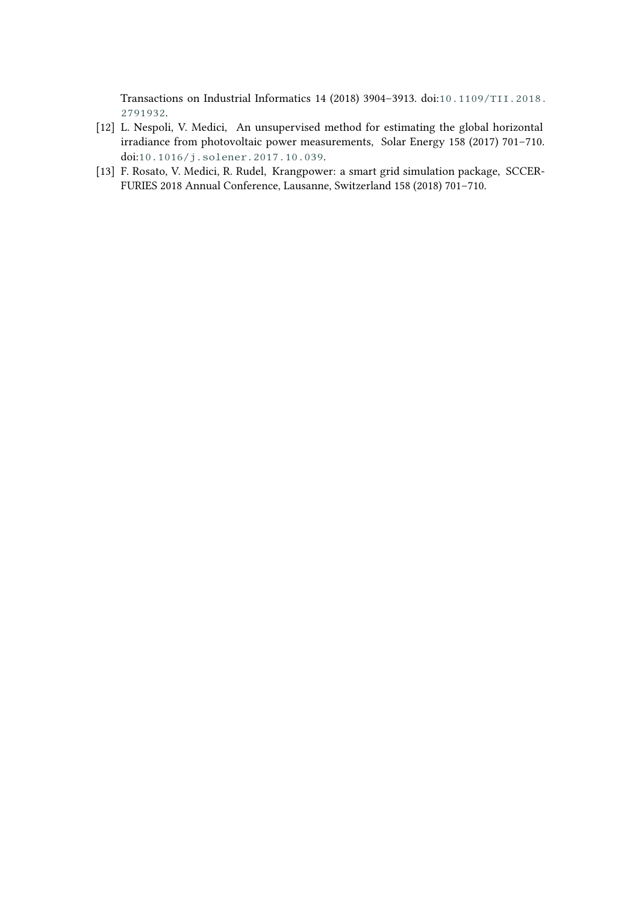Transactions on Industrial Informatics 14 (2018) 3904–3913. doi:10.1109/TII.2018.2791932.

[12] L. Nespoli, V. Medici, An unsupervised method for estimating the global horizontal irradiance from photovoltaic power measurements, Solar Energy 158 (2017) 701–710. doi:10.1016/j.solener.2017.10.039.

[13] F. Rosato, V. Medici, R. Rudel, Krangpower: a smart grid simulation package, SCCER-FURIES 2018 Annual Conference, Lausanne, Switzerland 158 (2018) 701–710.